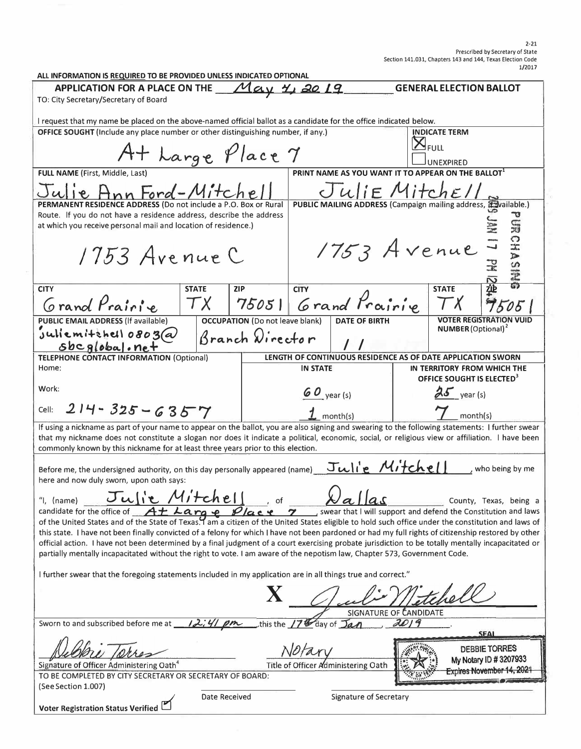2-21
Prescribed by Secretary of State
Section 141.031, Chapters 143 and 144, Texas Election Code
1/2017

**ALL INFORMATION IS REQUIRED TO BE PROVIDED UNLESS INDICATED OPTIONAL**

## APPLICATION FOR A PLACE ON THE May 4, 2019 GENERAL ELECTION BALLOT

TO: City Secretary/Secretary of Board

I request that my name be placed on the above-named official ballot as a candidate for the office indicated below.

| **OFFICE SOUGHT** (Include any place number or other distinguishing number, if any.) | **INDICATE TERM** |
|---|---|
| At Large Place 7 | [X] FULL <br> [ ] UNEXPIRED |

| **FULL NAME** (First, Middle, Last) | **PRINT NAME AS YOU WANT IT TO APPEAR ON THE BALLOT**[1] |
|---|---|
| Julie Ann Ford-Mitchell | Julie Mitchell |

| **PERMANENT RESIDENCE ADDRESS** (Do not include a P.O. Box or Rural Route. If you do not have a residence address, describe the address at which you receive personal mail and location of residence.) | **PUBLIC MAILING ADDRESS** (Campaign mailing address, if available.) |
|---|---|
| 1753 Avenue C | 1753 Avenue |

| **CITY** | **STATE** | **ZIP** | **CITY** | **STATE** | **ZIP** |
|---|---|---|---|---|---|
| Grand Prairie | TX | 75051 | Grand Prairie | TX | 75051 |

2019 JAN 17 PM 12:4_ PURCHASING

| **PUBLIC EMAIL ADDRESS** (If available) | **OCCUPATION** (Do not leave blank) | **DATE OF BIRTH** | **VOTER REGISTRATION VUID NUMBER** (Optional)[2] |
|---|---|---|---|
| juliemitchell0803@sbcglobal.net | Branch Director | / / | |

| **TELEPHONE CONTACT INFORMATION** (Optional) | **LENGTH OF CONTINUOUS RESIDENCE AS OF DATE APPLICATION SWORN** | |
|---|---|---|
| | **IN STATE** | **IN TERRITORY FROM WHICH THE OFFICE SOUGHT IS ELECTED**[3] |
| Home: <br> Work: <br> Cell: 214-325-6357 | 60 year(s) <br> 1 month(s) | 25 year(s) <br> 7 month(s) |

If using a nickname as part of your name to appear on the ballot, you are also signing and swearing to the following statements: I further swear that my nickname does not constitute a slogan nor does it indicate a political, economic, social, or religious view or affiliation. I have been commonly known by this nickname for at least three years prior to this election.

Before me, the undersigned authority, on this day personally appeared (name) Julie Mitchell, who being by me here and now duly sworn, upon oath says:

"I, (name) Julie Mitchell, of Dallas County, Texas, being a candidate for the office of At Large Place 7, swear that I will support and defend the Constitution and laws of the United States and of the State of Texas. I am a citizen of the United States eligible to hold such office under the constitution and laws of this state. I have not been finally convicted of a felony for which I have not been pardoned or had my full rights of citizenship restored by other official action. I have not been determined by a final judgment of a court exercising probate jurisdiction to be totally mentally incapacitated or partially mentally incapacitated without the right to vote. I am aware of the nepotism law, Chapter 573, Government Code.

I further swear that the foregoing statements included in my application are in all things true and correct."

X Julie Mitchell
SIGNATURE OF CANDIDATE

Sworn to and subscribed before me at 12:41 pm this the 17th day of Jan, 2019.

Debbie Torres
Signature of Officer Administering Oath[4]

Notary
Title of Officer Administering Oath

SEAL
DEBBIE TORRES
My Notary ID # 3207933
Expires November 14, 2021

TO BE COMPLETED BY CITY SECRETARY OR SECRETARY OF BOARD:
(See Section 1.007)

Date Received

Signature of Secretary

**Voter Registration Status Verified** [✓]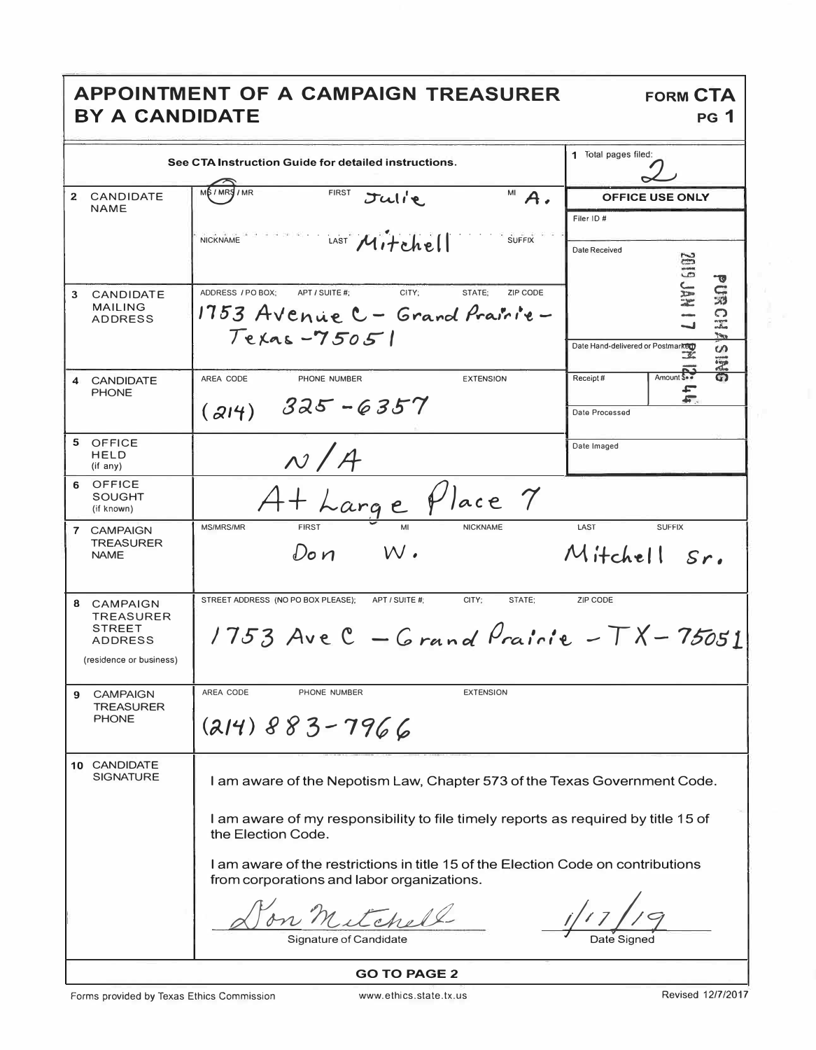# APPOINTMENT OF A CAMPAIGN TREASURER BY A CANDIDATE

**FORM CTA**
**PG 1**

See CTA Instruction Guide for detailed instructions.

**1** Total pages filed: 2

| | | |
|---|---|---|
| **2 CANDIDATE NAME** | MS / MRS / MR (MS circled) FIRST: Julie MI: A. NICKNAME: LAST: Mitchell SUFFIX: | **OFFICE USE ONLY** Filer ID #: Date Received: 2019 JAN 17 PM 12:44 PURCHASING |
| **3 CANDIDATE MAILING ADDRESS** | ADDRESS / PO BOX; APT / SUITE #; CITY; STATE; ZIP CODE: 1753 Avenue C - Grand Prairie - Texas - 75051 | Date Hand-delivered or Postmarked: |
| **4 CANDIDATE PHONE** | AREA CODE / PHONE NUMBER / EXTENSION: (214) 325-6357 | Receipt #: Amount $: Date Processed: |
| **5 OFFICE HELD** (if any) | N/A | Date Imaged: |
| **6 OFFICE SOUGHT** (if known) | At Large Place 7 | |
| **7 CAMPAIGN TREASURER NAME** | MS/MRS/MR: FIRST: Don MI: W. NICKNAME: LAST: Mitchell SUFFIX: Sr. | |
| **8 CAMPAIGN TREASURER STREET ADDRESS** (residence or business) | STREET ADDRESS (NO PO BOX PLEASE); APT / SUITE #; CITY; STATE; ZIP CODE: 1753 Ave C - Grand Prairie - TX - 75051 | |
| **9 CAMPAIGN TREASURER PHONE** | AREA CODE / PHONE NUMBER / EXTENSION: (214) 883-7966 | |

**10 CANDIDATE SIGNATURE**

I am aware of the Nepotism Law, Chapter 573 of the Texas Government Code.

I am aware of my responsibility to file timely reports as required by title 15 of the Election Code.

I am aware of the restrictions in title 15 of the Election Code on contributions from corporations and labor organizations.

Signature of Candidate: Don Mitchell    Date Signed: 1/17/19

**GO TO PAGE 2**

Forms provided by Texas Ethics Commission    www.ethics.state.tx.us    Revised 12/7/2017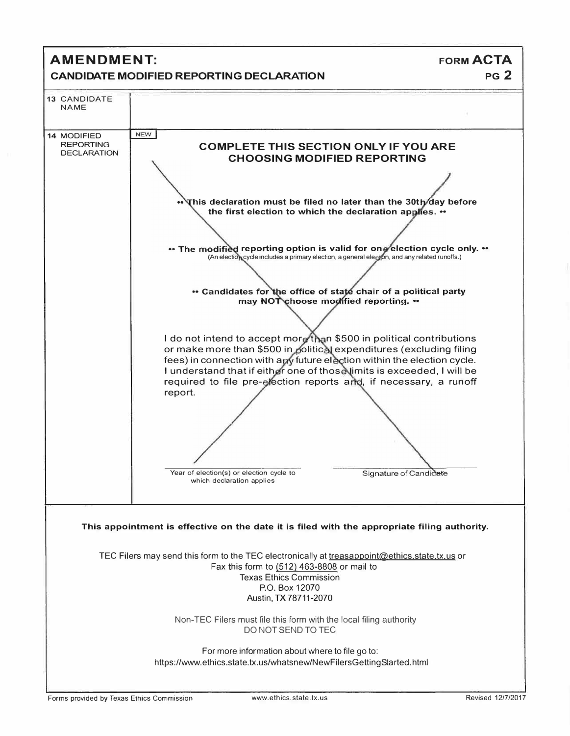# AMENDMENT:

## CANDIDATE MODIFIED REPORTING DECLARATION

**FORM ACTA**
**PG 2**

| | |
|---|---|
| 13 CANDIDATE NAME | |
| 14 MODIFIED REPORTING DECLARATION | NEW<br><br>**COMPLETE THIS SECTION ONLY IF YOU ARE CHOOSING MODIFIED REPORTING**<br><br>**•• This declaration must be filed no later than the 30th day before the first election to which the declaration applies. ••**<br><br>**•• The modified reporting option is valid for one election cycle only. ••**<br>(An election cycle includes a primary election, a general election, and any related runoffs.)<br><br>**•• Candidates for the office of state chair of a political party may NOT choose modified reporting. ••**<br><br>I do not intend to accept more than $500 in political contributions or make more than $500 in political expenditures (excluding filing fees) in connection with any future election within the election cycle. I understand that if either one of those limits is exceeded, I will be required to file pre-election reports and, if necessary, a runoff report.<br><br>Year of election(s) or election cycle to which declaration applies — Signature of Candidate |

**This appointment is effective on the date it is filed with the appropriate filing authority.**

TEC Filers may send this form to the TEC electronically at treasappoint@ethics.state.tx.us or
Fax this form to (512) 463-8808 or mail to
Texas Ethics Commission
P.O. Box 12070
Austin, TX 78711-2070

Non-TEC Filers must file this form with the local filing authority
DO NOT SEND TO TEC

For more information about where to file go to:
https://www.ethics.state.tx.us/whatsnew/NewFilersGettingStarted.html

Forms provided by Texas Ethics Commission — www.ethics.state.tx.us — Revised 12/7/2017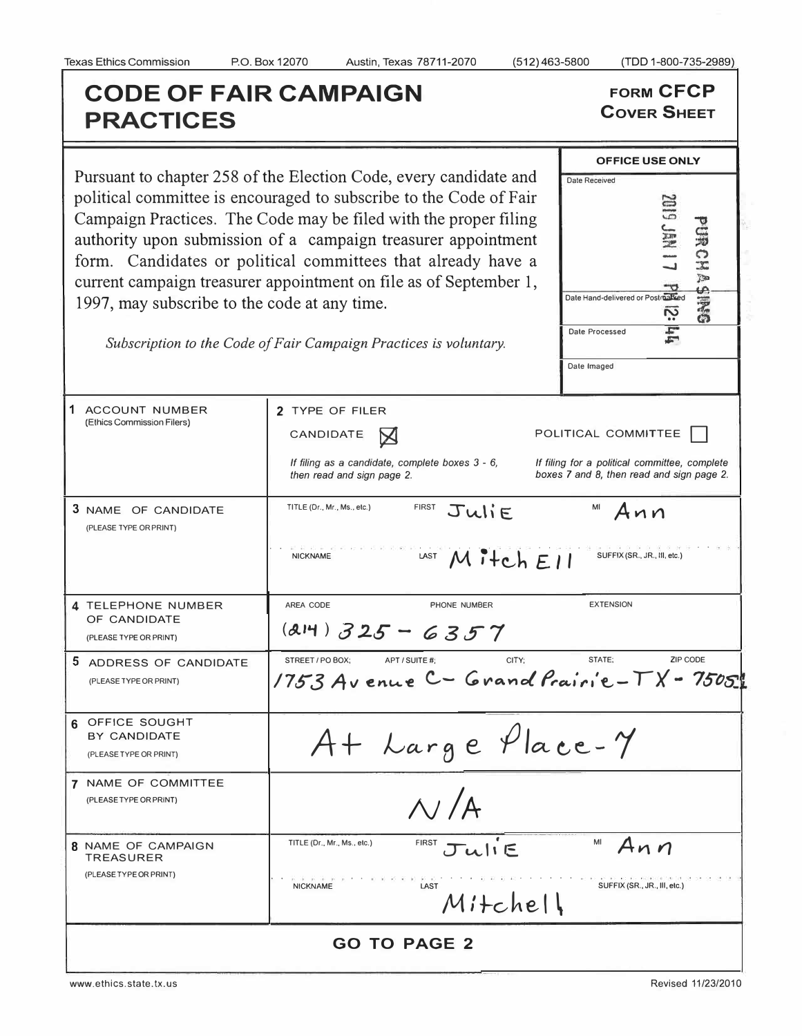Texas Ethics Commission P.O. Box 12070 Austin, Texas 78711-2070 (512) 463-5800 (TDD 1-800-735-2989)

# CODE OF FAIR CAMPAIGN PRACTICES

**FORM CFCP**
**COVER SHEET**

Pursuant to chapter 258 of the Election Code, every candidate and political committee is encouraged to subscribe to the Code of Fair Campaign Practices. The Code may be filed with the proper filing authority upon submission of a campaign treasurer appointment form. Candidates or political committees that already have a current campaign treasurer appointment on file as of September 1, 1997, may subscribe to the code at any time.

*Subscription to the Code of Fair Campaign Practices is voluntary.*

| OFFICE USE ONLY |
|---|
| Date Received: 2019 JAN 17 PM 12:44 PURCHASING |
| Date Hand-delivered or Postmarked |
| Date Processed |
| Date Imaged |

| | |
|---|---|
| **1** ACCOUNT NUMBER (Ethics Commission Filers) | **2** TYPE OF FILER<br>CANDIDATE [X] POLITICAL COMMITTEE [ ]<br>*If filing as a candidate, complete boxes 3 - 6, then read and sign page 2.*<br>*If filing for a political committee, complete boxes 7 and 8, then read and sign page 2.* |
| **3** NAME OF CANDIDATE (PLEASE TYPE OR PRINT) | TITLE (Dr., Mr., Ms., etc.): FIRST: Julie MI: Ann<br>NICKNAME: LAST: Mitchell SUFFIX (SR., JR., III, etc.): |
| **4** TELEPHONE NUMBER OF CANDIDATE (PLEASE TYPE OR PRINT) | AREA CODE: (214) PHONE NUMBER: 325 - 6357 EXTENSION: |
| **5** ADDRESS OF CANDIDATE (PLEASE TYPE OR PRINT) | STREET / PO BOX; APT / SUITE #; CITY; STATE; ZIP CODE<br>1753 Avenue C - Grand Prairie - TX - 75051 |
| **6** OFFICE SOUGHT BY CANDIDATE (PLEASE TYPE OR PRINT) | At Large Place-7 |
| **7** NAME OF COMMITTEE (PLEASE TYPE OR PRINT) | N/A |
| **8** NAME OF CAMPAIGN TREASURER (PLEASE TYPE OR PRINT) | TITLE (Dr., Mr., Ms., etc.): FIRST: Julie MI: Ann<br>NICKNAME: LAST: Mitchell SUFFIX (SR., JR., III, etc.): |

**GO TO PAGE 2**

www.ethics.state.tx.us Revised 11/23/2010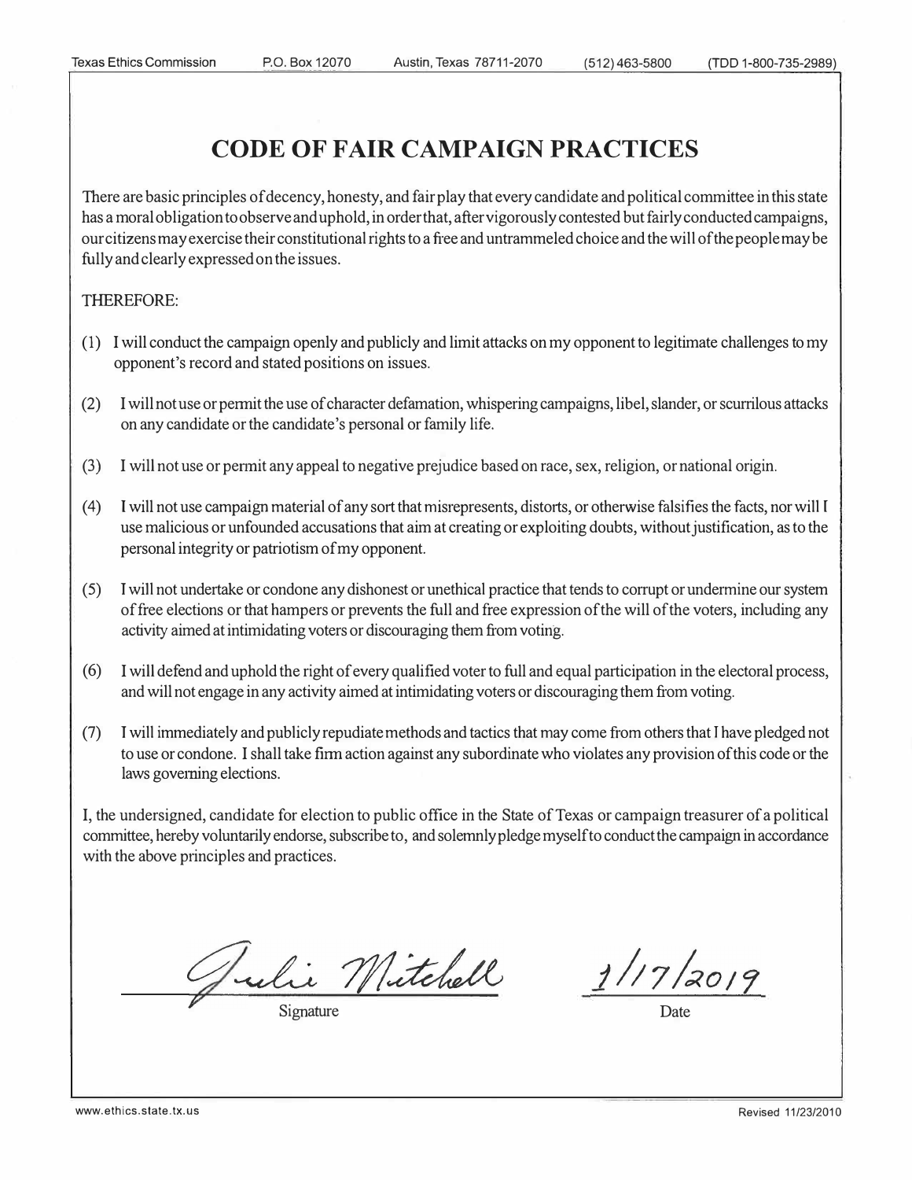Texas Ethics Commission P.O. Box 12070 Austin, Texas 78711-2070 (512) 463-5800 (TDD 1-800-735-2989)

# CODE OF FAIR CAMPAIGN PRACTICES

There are basic principles of decency, honesty, and fair play that every candidate and political committee in this state has a moral obligation to observe and uphold, in order that, after vigorously contested but fairly conducted campaigns, our citizens may exercise their constitutional rights to a free and untrammeled choice and the will of the people may be fully and clearly expressed on the issues.

THEREFORE:

(1) I will conduct the campaign openly and publicly and limit attacks on my opponent to legitimate challenges to my opponent's record and stated positions on issues.

(2) I will not use or permit the use of character defamation, whispering campaigns, libel, slander, or scurrilous attacks on any candidate or the candidate's personal or family life.

(3) I will not use or permit any appeal to negative prejudice based on race, sex, religion, or national origin.

(4) I will not use campaign material of any sort that misrepresents, distorts, or otherwise falsifies the facts, nor will I use malicious or unfounded accusations that aim at creating or exploiting doubts, without justification, as to the personal integrity or patriotism of my opponent.

(5) I will not undertake or condone any dishonest or unethical practice that tends to corrupt or undermine our system of free elections or that hampers or prevents the full and free expression of the will of the voters, including any activity aimed at intimidating voters or discouraging them from voting.

(6) I will defend and uphold the right of every qualified voter to full and equal participation in the electoral process, and will not engage in any activity aimed at intimidating voters or discouraging them from voting.

(7) I will immediately and publicly repudiate methods and tactics that may come from others that I have pledged not to use or condone. I shall take firm action against any subordinate who violates any provision of this code or the laws governing elections.

I, the undersigned, candidate for election to public office in the State of Texas or campaign treasurer of a political committee, hereby voluntarily endorse, subscribe to, and solemnly pledge myself to conduct the campaign in accordance with the above principles and practices.

Julie Mitchell
Signature

1/17/2019
Date

www.ethics.state.tx.us Revised 11/23/2010